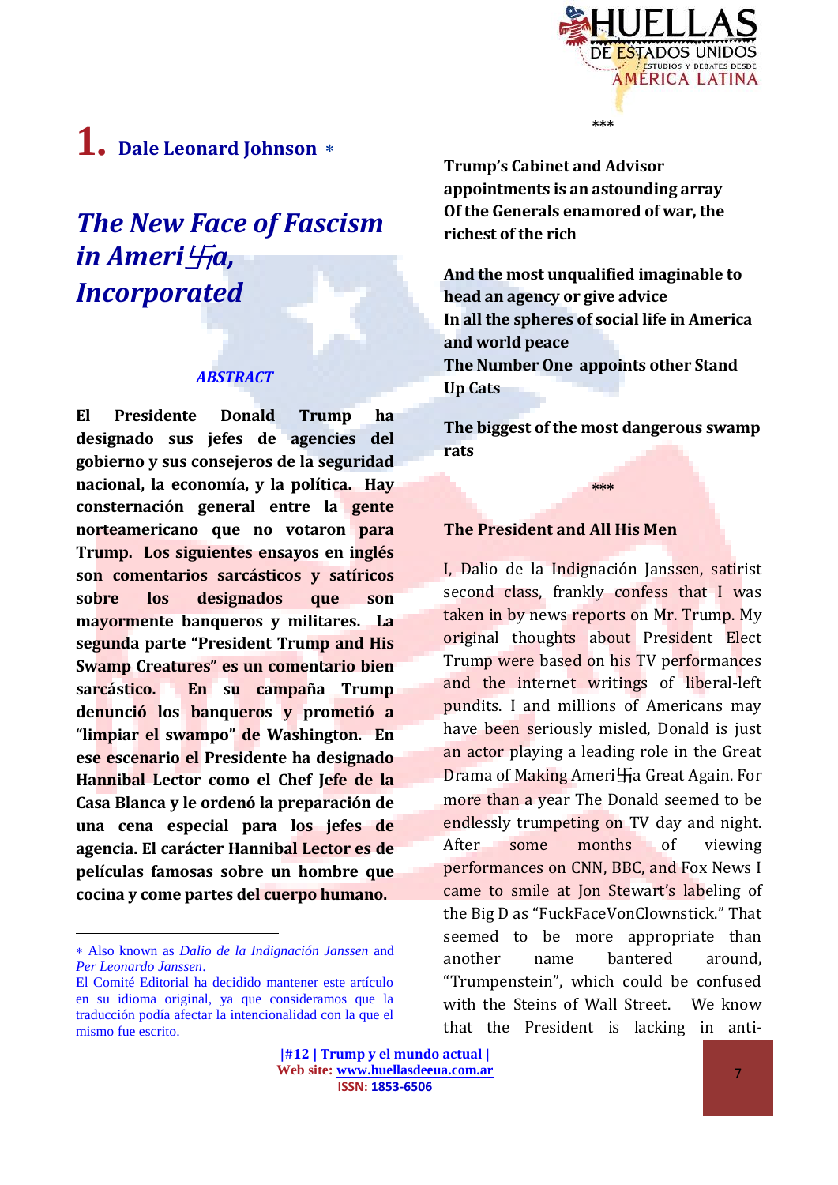# 1. Dale Leonard Johnson *

## *The New Face of Fascism in Ameri卐a, Incorporated*

### *ABSTRACT*

**El Presidente Donald Trump ha designado sus jefes de agencies del gobierno y sus consejeros de la seguridad nacional, la economía, y la política. Hay consternación general entre la gente norteamericano que no votaron para Trump. Los siguientes ensayos en inglés son comentarios sarcásticos y satíricos sobre los designados que son mayormente banqueros y militares. La segunda parte "President Trump and His Swamp Creatures" es un comentario bien sarcástico. En su campaña Trump denunció los banqueros y prometió a "limpiar el swampo" de Washington. En ese escenario el Presidente ha designado Hannibal Lector como el Chef Jefe de la Casa Blanca y le ordenó la preparación de una cena especial para los jefes de agencia. El carácter Hannibal Lector es de películas famosas sobre un hombre que cocina y come partes del cuerpo humano.**

\*\*\*

**Trump's Cabinet and Advisor appointments is an astounding array**
**Of the Generals enamored of war, the richest of the rich**

**And the most unqualified imaginable to head an agency or give advice**
**In all the spheres of social life in America and world peace**
**The Number One appoints other Stand Up Cats**

**The biggest of the most dangerous swamp rats**

\*\*\*

### The President and All His Men

I, Dalio de la Indignación Janssen, satirist second class, frankly confess that I was taken in by news reports on Mr. Trump. My original thoughts about President Elect Trump were based on his TV performances and the internet writings of liberal-left pundits. I and millions of Americans may have been seriously misled, Donald is just an actor playing a leading role in the Great Drama of Making Ameri卐a Great Again. For more than a year The Donald seemed to be endlessly trumpeting on TV day and night. After some months of viewing performances on CNN, BBC, and Fox News I came to smile at Jon Stewart's labeling of the Big D as "FuckFaceVonClownstick." That seemed to be more appropriate than another name bantered around, "Trumpenstein", which could be confused with the Steins of Wall Street. We know that the President is lacking in anti-

---

* Also known as *Dalio de la Indignación Janssen* and *Per Leonardo Janssen*.
El Comité Editorial ha decidido mantener este artículo en su idioma original, ya que consideramos que la traducción podía afectar la intencionalidad con la que el mismo fue escrito.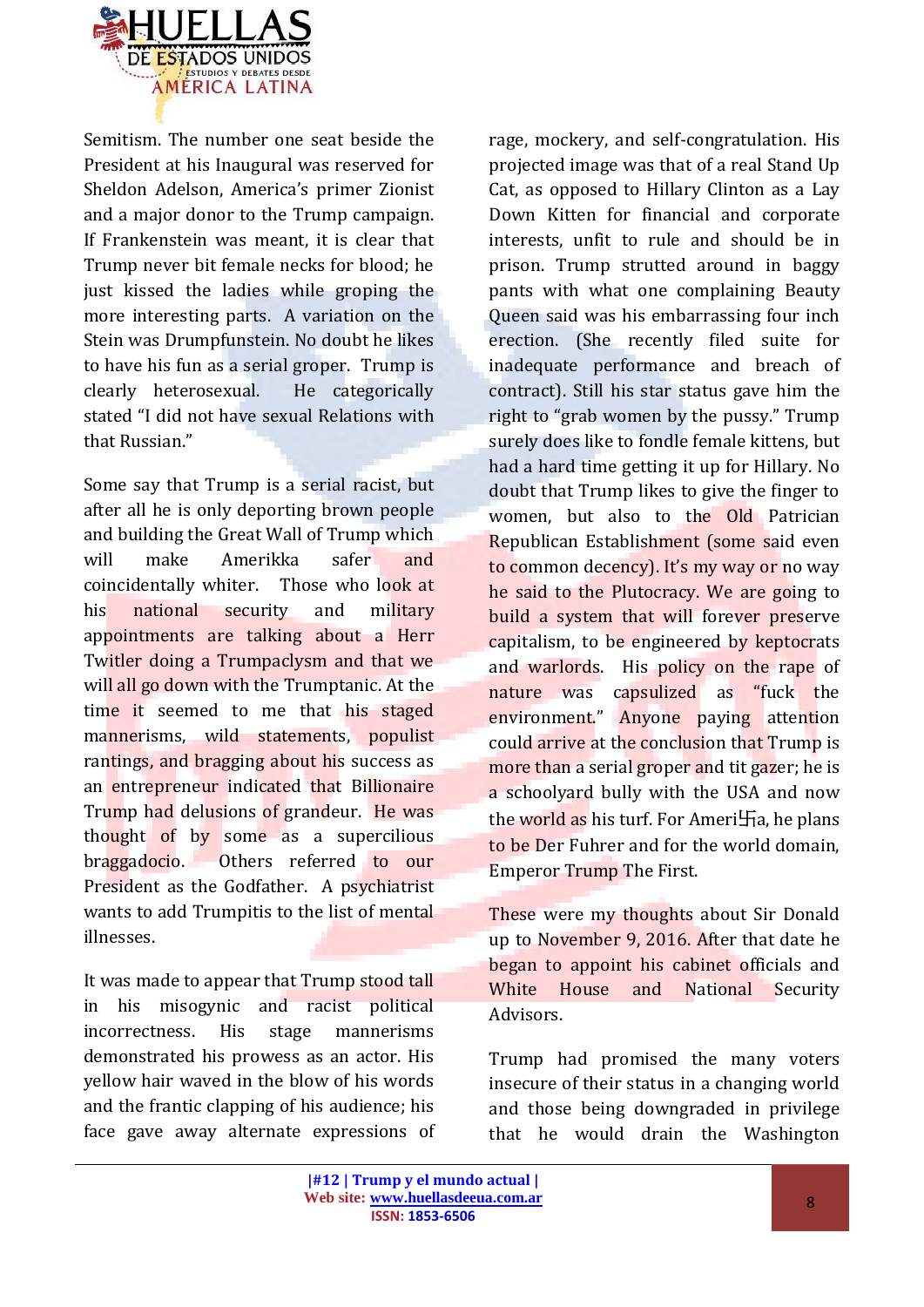Semitism. The number one seat beside the President at his Inaugural was reserved for Sheldon Adelson, America's primer Zionist and a major donor to the Trump campaign. If Frankenstein was meant, it is clear that Trump never bit female necks for blood; he just kissed the ladies while groping the more interesting parts. A variation on the Stein was Drumpfunstein. No doubt he likes to have his fun as a serial groper. Trump is clearly heterosexual. He categorically stated "I did not have sexual Relations with that Russian."

Some say that Trump is a serial racist, but after all he is only deporting brown people and building the Great Wall of Trump which will make Amerikka safer and coincidentally whiter. Those who look at his national security and military appointments are talking about a Herr Twitler doing a Trumpaclysm and that we will all go down with the Trumptanic. At the time it seemed to me that his staged mannerisms, wild statements, populist rantings, and bragging about his success as an entrepreneur indicated that Billionaire Trump had delusions of grandeur. He was thought of by some as a supercilious braggadocio. Others referred to our President as the Godfather. A psychiatrist wants to add Trumpitis to the list of mental illnesses.

It was made to appear that Trump stood tall in his misogynic and racist political incorrectness. His stage mannerisms demonstrated his prowess as an actor. His yellow hair waved in the blow of his words and the frantic clapping of his audience; his face gave away alternate expressions of rage, mockery, and self-congratulation. His projected image was that of a real Stand Up Cat, as opposed to Hillary Clinton as a Lay Down Kitten for financial and corporate interests, unfit to rule and should be in prison. Trump strutted around in baggy pants with what one complaining Beauty Queen said was his embarrassing four inch erection. (She recently filed suite for inadequate performance and breach of contract). Still his star status gave him the right to "grab women by the pussy." Trump surely does like to fondle female kittens, but had a hard time getting it up for Hillary. No doubt that Trump likes to give the finger to women, but also to the Old Patrician Republican Establishment (some said even to common decency). It's my way or no way he said to the Plutocracy. We are going to build a system that will forever preserve capitalism, to be engineered by keptocrats and warlords. His policy on the rape of nature was capsulized as "fuck the environment." Anyone paying attention could arrive at the conclusion that Trump is more than a serial groper and tit gazer; he is a schoolyard bully with the USA and now the world as his turf. For Ameri卐a, he plans to be Der Fuhrer and for the world domain, Emperor Trump The First.

These were my thoughts about Sir Donald up to November 9, 2016. After that date he began to appoint his cabinet officials and White House and National Security Advisors.

Trump had promised the many voters insecure of their status in a changing world and those being downgraded in privilege that he would drain the Washington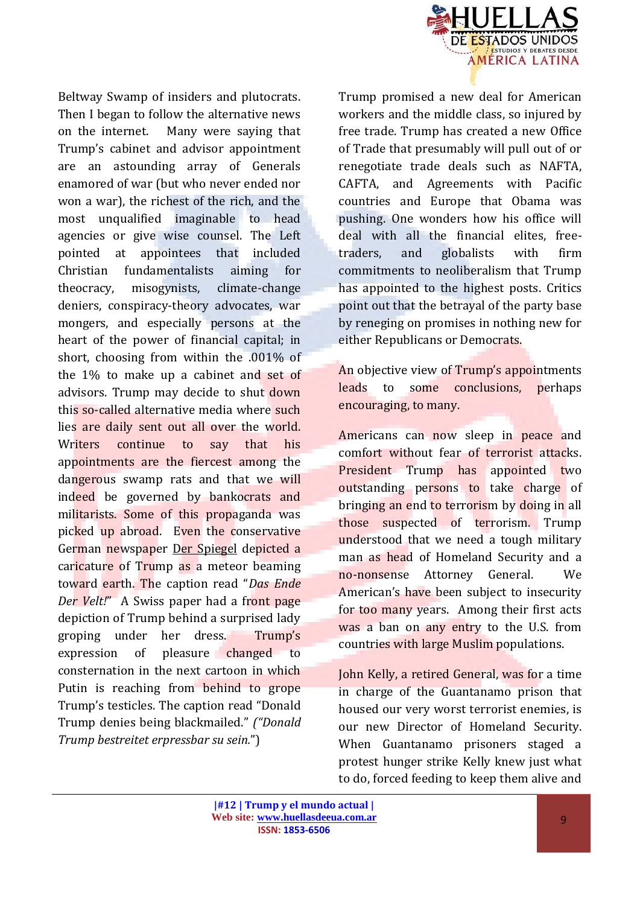Beltway Swamp of insiders and plutocrats. Then I began to follow the alternative news on the internet. Many were saying that Trump's cabinet and advisor appointment are an astounding array of Generals enamored of war (but who never ended nor won a war), the richest of the rich, and the most unqualified imaginable to head agencies or give wise counsel. The Left pointed at appointees that included Christian fundamentalists aiming for theocracy, misogynists, climate-change deniers, conspiracy-theory advocates, war mongers, and especially persons at the heart of the power of financial capital; in short, choosing from within the .001% of the 1% to make up a cabinet and set of advisors. Trump may decide to shut down this so-called alternative media where such lies are daily sent out all over the world. Writers continue to say that his appointments are the fiercest among the dangerous swamp rats and that we will indeed be governed by bankocrats and militarists. Some of this propaganda was picked up abroad. Even the conservative German newspaper Der Spiegel depicted a caricature of Trump as a meteor beaming toward earth. The caption read "*Das Ende Der Velt!*" A Swiss paper had a front page depiction of Trump behind a surprised lady groping under her dress. Trump's expression of pleasure changed to consternation in the next cartoon in which Putin is reaching from behind to grope Trump's testicles. The caption read "Donald Trump denies being blackmailed." *("Donald Trump bestreitet erpressbar su sein."*)

Trump promised a new deal for American workers and the middle class, so injured by free trade. Trump has created a new Office of Trade that presumably will pull out of or renegotiate trade deals such as NAFTA, CAFTA, and Agreements with Pacific countries and Europe that Obama was pushing. One wonders how his office will deal with all the financial elites, free-traders, and globalists with firm commitments to neoliberalism that Trump has appointed to the highest posts. Critics point out that the betrayal of the party base by reneging on promises in nothing new for either Republicans or Democrats.

An objective view of Trump's appointments leads to some conclusions, perhaps encouraging, to many.

Americans can now sleep in peace and comfort without fear of terrorist attacks. President Trump has appointed two outstanding persons to take charge of bringing an end to terrorism by doing in all those suspected of terrorism. Trump understood that we need a tough military man as head of Homeland Security and a no-nonsense Attorney General. We American's have been subject to insecurity for too many years. Among their first acts was a ban on any entry to the U.S. from countries with large Muslim populations.

John Kelly, a retired General, was for a time in charge of the Guantanamo prison that housed our very worst terrorist enemies, is our new Director of Homeland Security. When Guantanamo prisoners staged a protest hunger strike Kelly knew just what to do, forced feeding to keep them alive and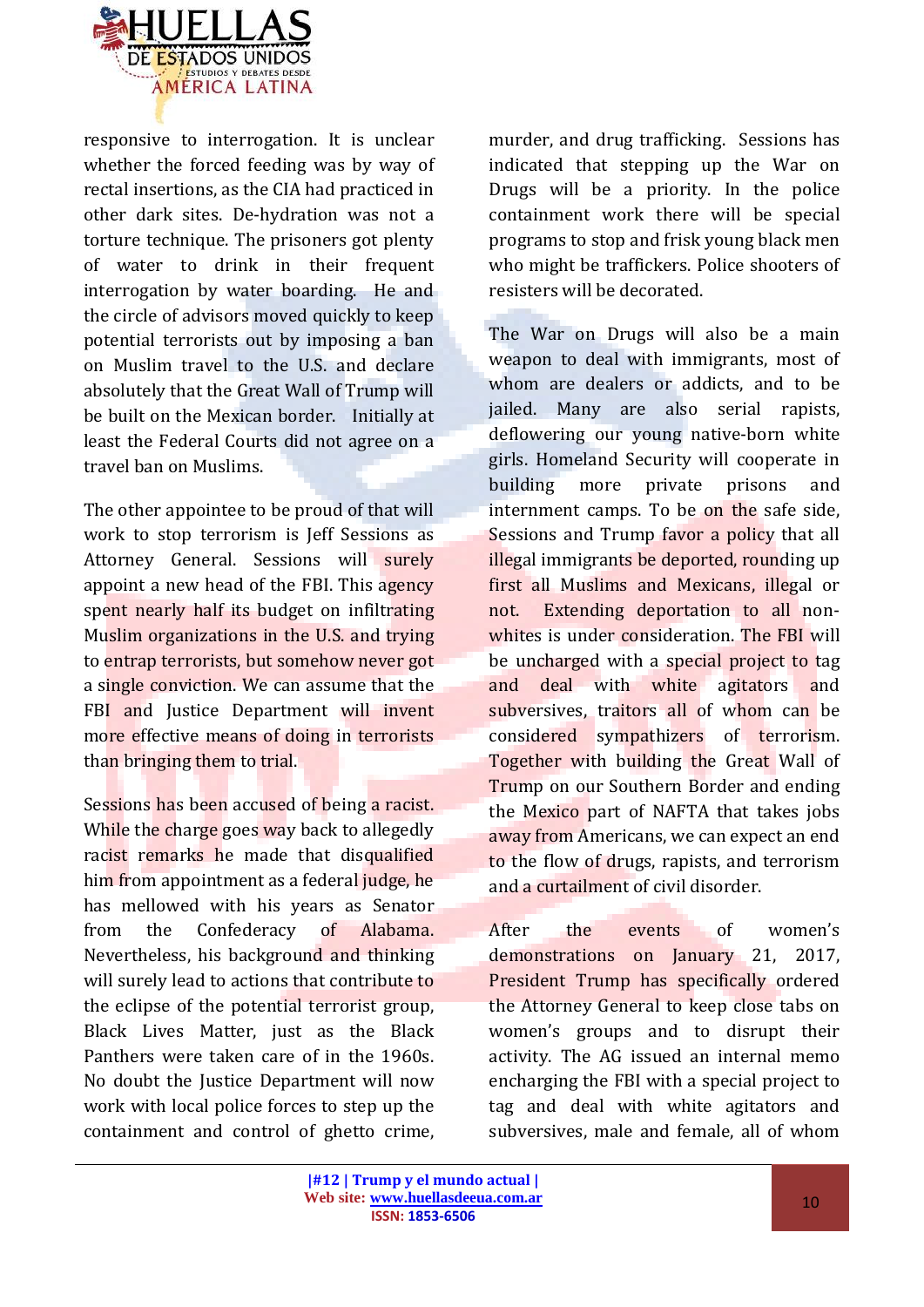responsive to interrogation. It is unclear whether the forced feeding was by way of rectal insertions, as the CIA had practiced in other dark sites. De-hydration was not a torture technique. The prisoners got plenty of water to drink in their frequent interrogation by water boarding. He and the circle of advisors moved quickly to keep potential terrorists out by imposing a ban on Muslim travel to the U.S. and declare absolutely that the Great Wall of Trump will be built on the Mexican border. Initially at least the Federal Courts did not agree on a travel ban on Muslims.

The other appointee to be proud of that will work to stop terrorism is Jeff Sessions as Attorney General. Sessions will surely appoint a new head of the FBI. This agency spent nearly half its budget on infiltrating Muslim organizations in the U.S. and trying to entrap terrorists, but somehow never got a single conviction. We can assume that the FBI and Justice Department will invent more effective means of doing in terrorists than bringing them to trial.

Sessions has been accused of being a racist. While the charge goes way back to allegedly racist remarks he made that disqualified him from appointment as a federal judge, he has mellowed with his years as Senator from the Confederacy of Alabama. Nevertheless, his background and thinking will surely lead to actions that contribute to the eclipse of the potential terrorist group, Black Lives Matter, just as the Black Panthers were taken care of in the 1960s. No doubt the Justice Department will now work with local police forces to step up the containment and control of ghetto crime, murder, and drug trafficking. Sessions has indicated that stepping up the War on Drugs will be a priority. In the police containment work there will be special programs to stop and frisk young black men who might be traffickers. Police shooters of resisters will be decorated.

The War on Drugs will also be a main weapon to deal with immigrants, most of whom are dealers or addicts, and to be jailed. Many are also serial rapists, deflowering our young native-born white girls. Homeland Security will cooperate in building more private prisons and internment camps. To be on the safe side, Sessions and Trump favor a policy that all illegal immigrants be deported, rounding up first all Muslims and Mexicans, illegal or not. Extending deportation to all non-whites is under consideration. The FBI will be uncharged with a special project to tag and deal with white agitators and subversives, traitors all of whom can be considered sympathizers of terrorism. Together with building the Great Wall of Trump on our Southern Border and ending the Mexico part of NAFTA that takes jobs away from Americans, we can expect an end to the flow of drugs, rapists, and terrorism and a curtailment of civil disorder.

After the events of women's demonstrations on January 21, 2017, President Trump has specifically ordered the Attorney General to keep close tabs on women's groups and to disrupt their activity. The AG issued an internal memo encharging the FBI with a special project to tag and deal with white agitators and subversives, male and female, all of whom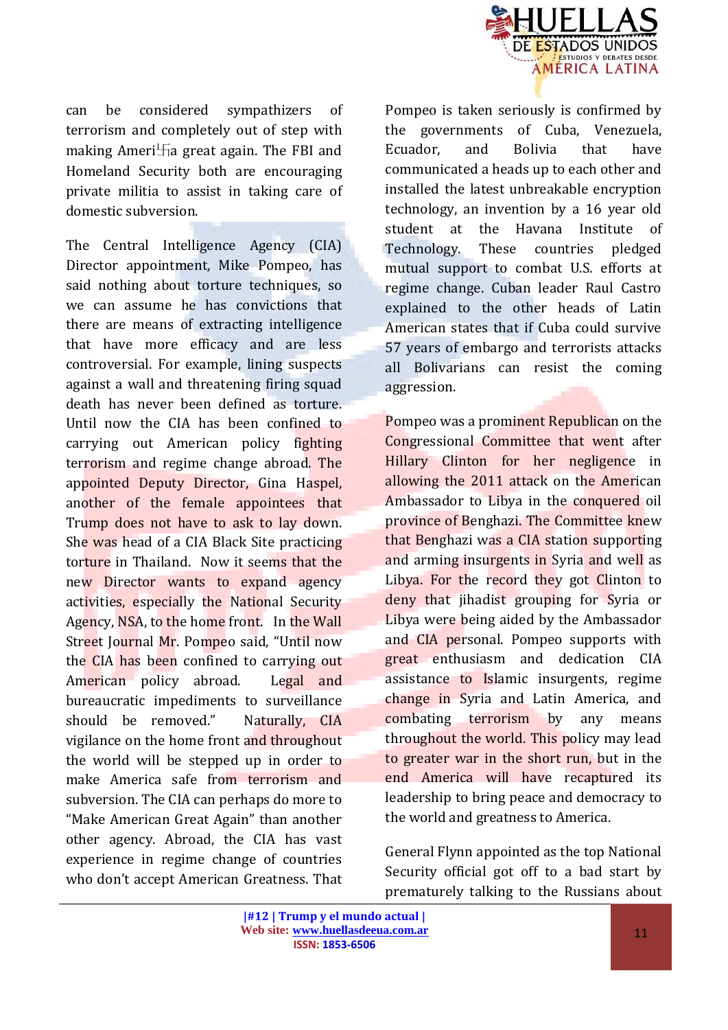can be considered sympathizers of terrorism and completely out of step with making Ameri卐a great again. The FBI and Homeland Security both are encouraging private militia to assist in taking care of domestic subversion.

The Central Intelligence Agency (CIA) Director appointment, Mike Pompeo, has said nothing about torture techniques, so we can assume he has convictions that there are means of extracting intelligence that have more efficacy and are less controversial. For example, lining suspects against a wall and threatening firing squad death has never been defined as torture. Until now the CIA has been confined to carrying out American policy fighting terrorism and regime change abroad. The appointed Deputy Director, Gina Haspel, another of the female appointees that Trump does not have to ask to lay down. She was head of a CIA Black Site practicing torture in Thailand. Now it seems that the new Director wants to expand agency activities, especially the National Security Agency, NSA, to the home front. In the Wall Street Journal Mr. Pompeo said, "Until now the CIA has been confined to carrying out American policy abroad. Legal and bureaucratic impediments to surveillance should be removed." Naturally, CIA vigilance on the home front and throughout the world will be stepped up in order to make America safe from terrorism and subversion. The CIA can perhaps do more to "Make American Great Again" than another other agency. Abroad, the CIA has vast experience in regime change of countries who don't accept American Greatness. That Pompeo is taken seriously is confirmed by the governments of Cuba, Venezuela, Ecuador, and Bolivia that have communicated a heads up to each other and installed the latest unbreakable encryption technology, an invention by a 16 year old student at the Havana Institute of Technology. These countries pledged mutual support to combat U.S. efforts at regime change. Cuban leader Raul Castro explained to the other heads of Latin American states that if Cuba could survive 57 years of embargo and terrorists attacks all Bolivarians can resist the coming aggression.

Pompeo was a prominent Republican on the Congressional Committee that went after Hillary Clinton for her negligence in allowing the 2011 attack on the American Ambassador to Libya in the conquered oil province of Benghazi. The Committee knew that Benghazi was a CIA station supporting and arming insurgents in Syria and well as Libya. For the record they got Clinton to deny that jihadist grouping for Syria or Libya were being aided by the Ambassador and CIA personal. Pompeo supports with great enthusiasm and dedication CIA assistance to Islamic insurgents, regime change in Syria and Latin America, and combating terrorism by any means throughout the world. This policy may lead to greater war in the short run, but in the end America will have recaptured its leadership to bring peace and democracy to the world and greatness to America.

General Flynn appointed as the top National Security official got off to a bad start by prematurely talking to the Russians about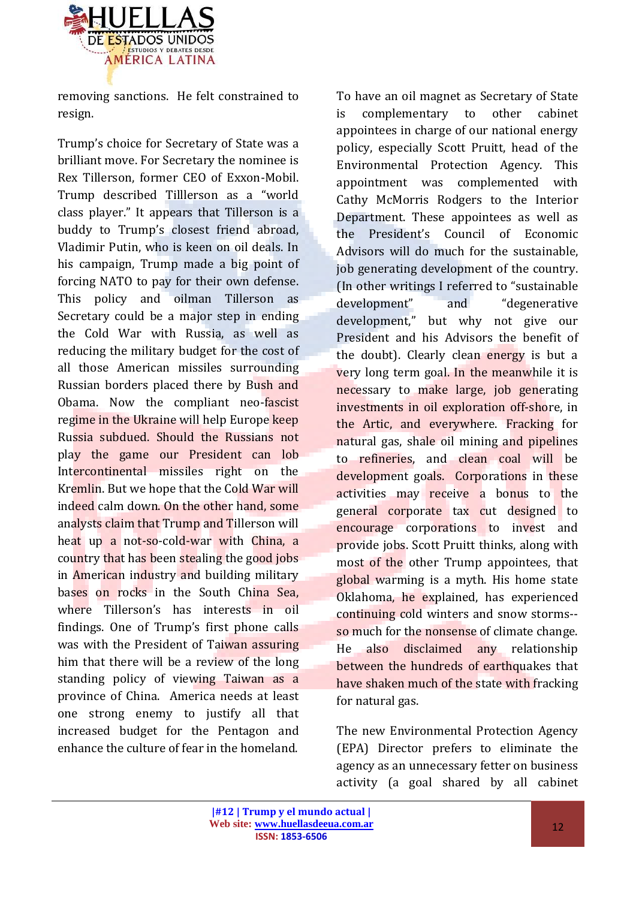removing sanctions. He felt constrained to resign.

Trump's choice for Secretary of State was a brilliant move. For Secretary the nominee is Rex Tillerson, former CEO of Exxon-Mobil. Trump described Tilllerson as a "world class player." It appears that Tillerson is a buddy to Trump's closest friend abroad, Vladimir Putin, who is keen on oil deals. In his campaign, Trump made a big point of forcing NATO to pay for their own defense. This policy and oilman Tillerson as Secretary could be a major step in ending the Cold War with Russia, as well as reducing the military budget for the cost of all those American missiles surrounding Russian borders placed there by Bush and Obama. Now the compliant neo-fascist regime in the Ukraine will help Europe keep Russia subdued. Should the Russians not play the game our President can lob Intercontinental missiles right on the Kremlin. But we hope that the Cold War will indeed calm down. On the other hand, some analysts claim that Trump and Tillerson will heat up a not-so-cold-war with China, a country that has been stealing the good jobs in American industry and building military bases on rocks in the South China Sea, where Tillerson's has interests in oil findings. One of Trump's first phone calls was with the President of Taiwan assuring him that there will be a review of the long standing policy of viewing Taiwan as a province of China. America needs at least one strong enemy to justify all that increased budget for the Pentagon and enhance the culture of fear in the homeland.

To have an oil magnet as Secretary of State is complementary to other cabinet appointees in charge of our national energy policy, especially Scott Pruitt, head of the Environmental Protection Agency. This appointment was complemented with Cathy McMorris Rodgers to the Interior Department. These appointees as well as the President's Council of Economic Advisors will do much for the sustainable, job generating development of the country. (In other writings I referred to "sustainable development" and "degenerative development," but why not give our President and his Advisors the benefit of the doubt). Clearly clean energy is but a very long term goal. In the meanwhile it is necessary to make large, job generating investments in oil exploration off-shore, in the Artic, and everywhere. Fracking for natural gas, shale oil mining and pipelines to refineries, and clean coal will be development goals. Corporations in these activities may receive a bonus to the general corporate tax cut designed to encourage corporations to invest and provide jobs. Scott Pruitt thinks, along with most of the other Trump appointees, that global warming is a myth. His home state Oklahoma, he explained, has experienced continuing cold winters and snow storms--so much for the nonsense of climate change. He also disclaimed any relationship between the hundreds of earthquakes that have shaken much of the state with fracking for natural gas.

The new Environmental Protection Agency (EPA) Director prefers to eliminate the agency as an unnecessary fetter on business activity (a goal shared by all cabinet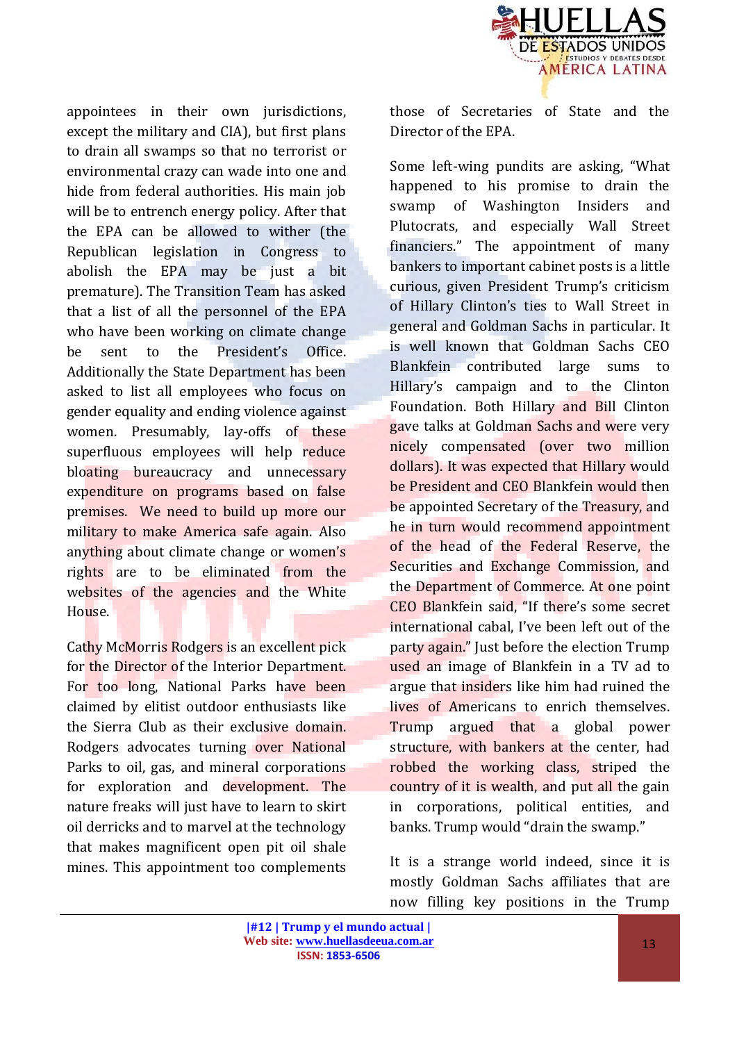appointees in their own jurisdictions, except the military and CIA), but first plans to drain all swamps so that no terrorist or environmental crazy can wade into one and hide from federal authorities. His main job will be to entrench energy policy. After that the EPA can be allowed to wither (the Republican legislation in Congress to abolish the EPA may be just a bit premature). The Transition Team has asked that a list of all the personnel of the EPA who have been working on climate change be sent to the President's Office. Additionally the State Department has been asked to list all employees who focus on gender equality and ending violence against women. Presumably, lay-offs of these superfluous employees will help reduce bloating bureaucracy and unnecessary expenditure on programs based on false premises. We need to build up more our military to make America safe again. Also anything about climate change or women's rights are to be eliminated from the websites of the agencies and the White House.

Cathy McMorris Rodgers is an excellent pick for the Director of the Interior Department. For too long, National Parks have been claimed by elitist outdoor enthusiasts like the Sierra Club as their exclusive domain. Rodgers advocates turning over National Parks to oil, gas, and mineral corporations for exploration and development. The nature freaks will just have to learn to skirt oil derricks and to marvel at the technology that makes magnificent open pit oil shale mines. This appointment too complements those of Secretaries of State and the Director of the EPA.

Some left-wing pundits are asking, "What happened to his promise to drain the swamp of Washington Insiders and Plutocrats, and especially Wall Street financiers." The appointment of many bankers to important cabinet posts is a little curious, given President Trump's criticism of Hillary Clinton's ties to Wall Street in general and Goldman Sachs in particular. It is well known that Goldman Sachs CEO Blankfein contributed large sums to Hillary's campaign and to the Clinton Foundation. Both Hillary and Bill Clinton gave talks at Goldman Sachs and were very nicely compensated (over two million dollars). It was expected that Hillary would be President and CEO Blankfein would then be appointed Secretary of the Treasury, and he in turn would recommend appointment of the head of the Federal Reserve, the Securities and Exchange Commission, and the Department of Commerce. At one point CEO Blankfein said, "If there's some secret international cabal, I've been left out of the party again." Just before the election Trump used an image of Blankfein in a TV ad to argue that insiders like him had ruined the lives of Americans to enrich themselves. Trump argued that a global power structure, with bankers at the center, had robbed the working class, striped the country of it is wealth, and put all the gain in corporations, political entities, and banks. Trump would "drain the swamp."

It is a strange world indeed, since it is mostly Goldman Sachs affiliates that are now filling key positions in the Trump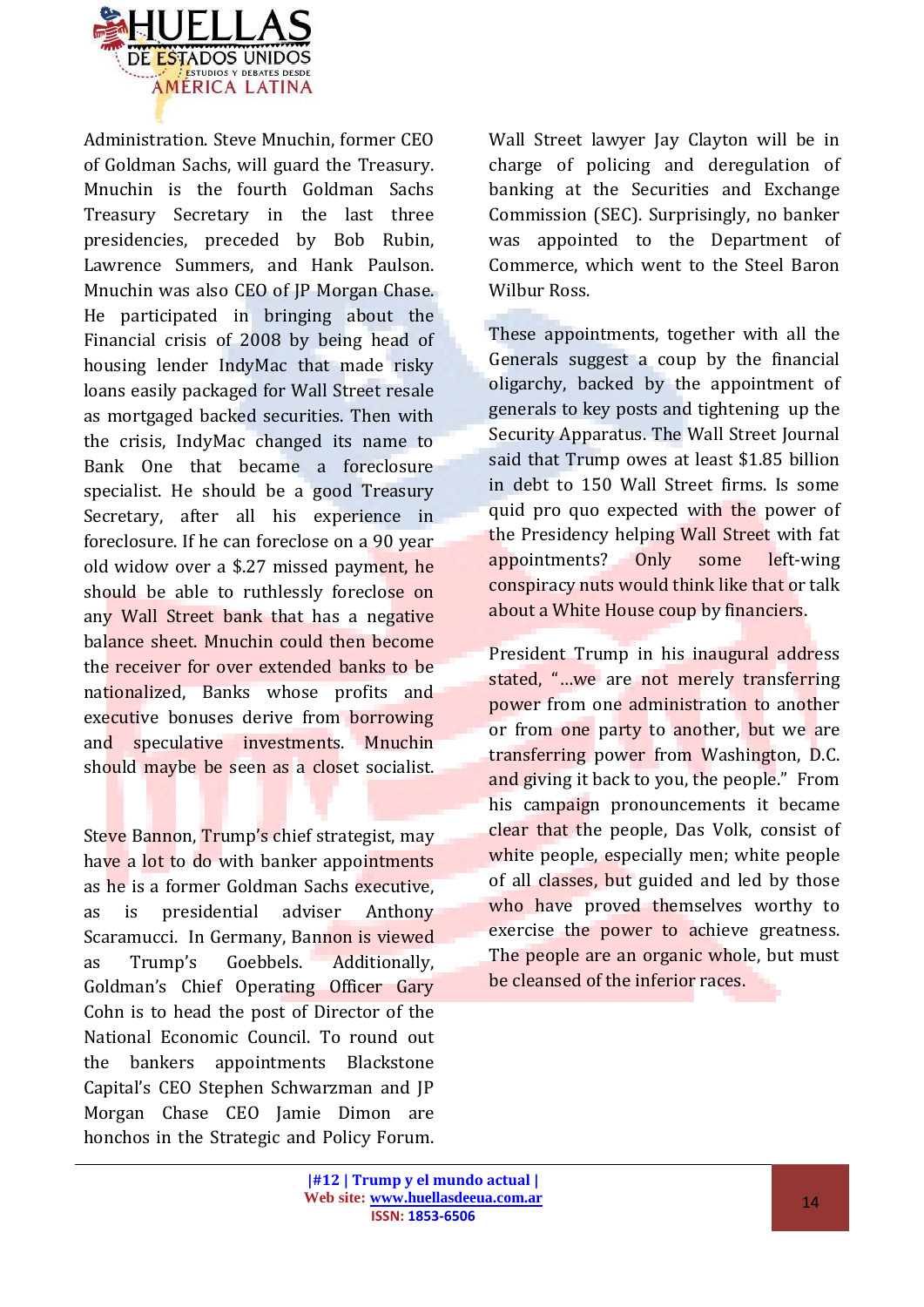Administration. Steve Mnuchin, former CEO of Goldman Sachs, will guard the Treasury. Mnuchin is the fourth Goldman Sachs Treasury Secretary in the last three presidencies, preceded by Bob Rubin, Lawrence Summers, and Hank Paulson. Mnuchin was also CEO of JP Morgan Chase. He participated in bringing about the Financial crisis of 2008 by being head of housing lender IndyMac that made risky loans easily packaged for Wall Street resale as mortgaged backed securities. Then with the crisis, IndyMac changed its name to Bank One that became a foreclosure specialist. He should be a good Treasury Secretary, after all his experience in foreclosure. If he can foreclose on a 90 year old widow over a $.27 missed payment, he should be able to ruthlessly foreclose on any Wall Street bank that has a negative balance sheet. Mnuchin could then become the receiver for over extended banks to be nationalized, Banks whose profits and executive bonuses derive from borrowing and speculative investments. Mnuchin should maybe be seen as a closet socialist.

Steve Bannon, Trump's chief strategist, may have a lot to do with banker appointments as he is a former Goldman Sachs executive, as is presidential adviser Anthony Scaramucci. In Germany, Bannon is viewed as Trump's Goebbels. Additionally, Goldman's Chief Operating Officer Gary Cohn is to head the post of Director of the National Economic Council. To round out the bankers appointments Blackstone Capital's CEO Stephen Schwarzman and JP Morgan Chase CEO Jamie Dimon are honchos in the Strategic and Policy Forum.

Wall Street lawyer Jay Clayton will be in charge of policing and deregulation of banking at the Securities and Exchange Commission (SEC). Surprisingly, no banker was appointed to the Department of Commerce, which went to the Steel Baron Wilbur Ross.

These appointments, together with all the Generals suggest a coup by the financial oligarchy, backed by the appointment of generals to key posts and tightening up the Security Apparatus. The Wall Street Journal said that Trump owes at least $1.85 billion in debt to 150 Wall Street firms. Is some quid pro quo expected with the power of the Presidency helping Wall Street with fat appointments? Only some left-wing conspiracy nuts would think like that or talk about a White House coup by financiers.

President Trump in his inaugural address stated, "…we are not merely transferring power from one administration to another or from one party to another, but we are transferring power from Washington, D.C. and giving it back to you, the people." From his campaign pronouncements it became clear that the people, Das Volk, consist of white people, especially men; white people of all classes, but guided and led by those who have proved themselves worthy to exercise the power to achieve greatness. The people are an organic whole, but must be cleansed of the inferior races.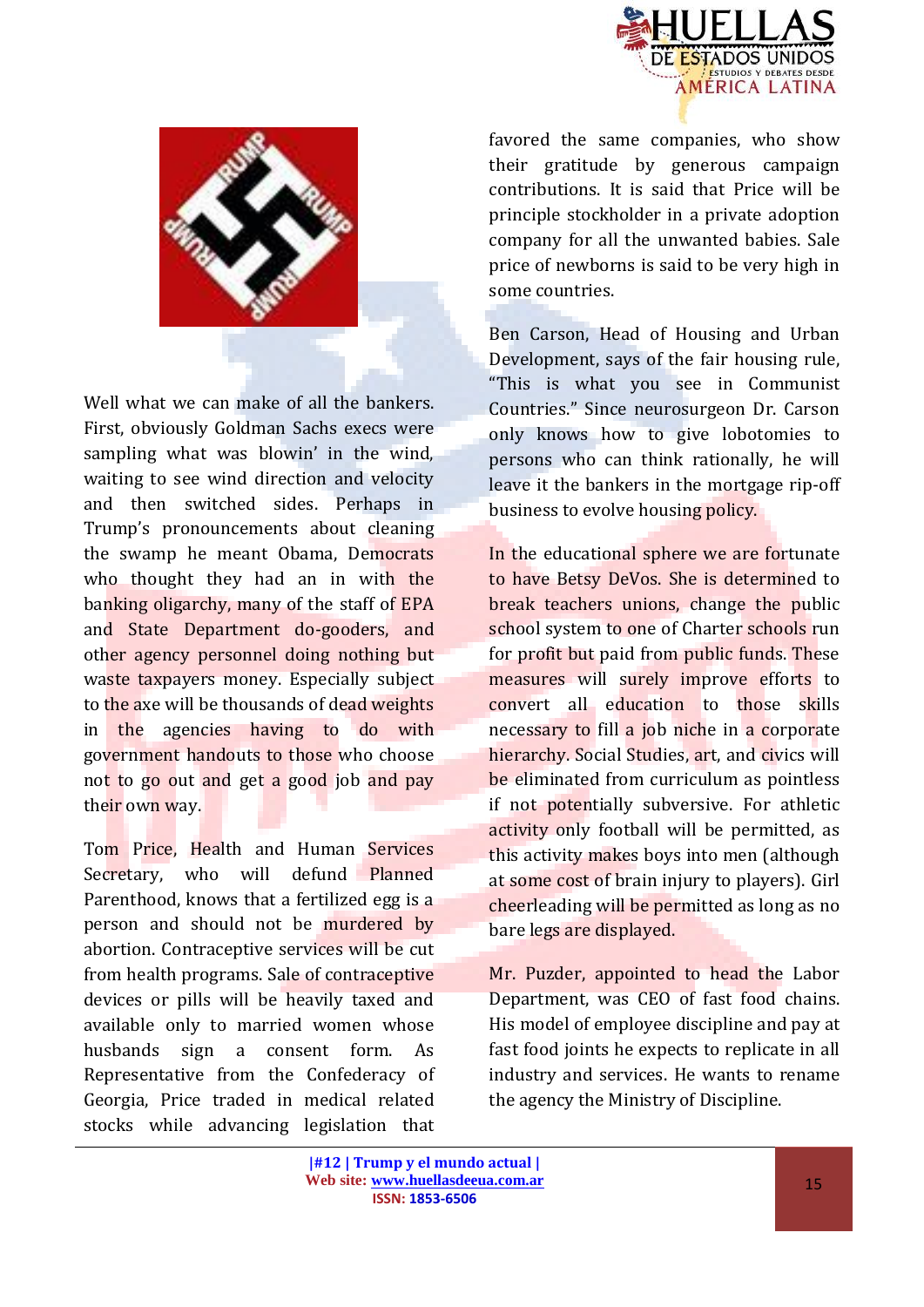Well what we can make of all the bankers. First, obviously Goldman Sachs execs were sampling what was blowin' in the wind, waiting to see wind direction and velocity and then switched sides. Perhaps in Trump's pronouncements about cleaning the swamp he meant Obama, Democrats who thought they had an in with the banking oligarchy, many of the staff of EPA and State Department do-gooders, and other agency personnel doing nothing but waste taxpayers money. Especially subject to the axe will be thousands of dead weights in the agencies having to do with government handouts to those who choose not to go out and get a good job and pay their own way.

Tom Price, Health and Human Services Secretary, who will defund Planned Parenthood, knows that a fertilized egg is a person and should not be murdered by abortion. Contraceptive services will be cut from health programs. Sale of contraceptive devices or pills will be heavily taxed and available only to married women whose husbands sign a consent form. As Representative from the Confederacy of Georgia, Price traded in medical related stocks while advancing legislation that favored the same companies, who show their gratitude by generous campaign contributions. It is said that Price will be principle stockholder in a private adoption company for all the unwanted babies. Sale price of newborns is said to be very high in some countries.

Ben Carson, Head of Housing and Urban Development, says of the fair housing rule, "This is what you see in Communist Countries." Since neurosurgeon Dr. Carson only knows how to give lobotomies to persons who can think rationally, he will leave it the bankers in the mortgage rip-off business to evolve housing policy.

In the educational sphere we are fortunate to have Betsy DeVos. She is determined to break teachers unions, change the public school system to one of Charter schools run for profit but paid from public funds. These measures will surely improve efforts to convert all education to those skills necessary to fill a job niche in a corporate hierarchy. Social Studies, art, and civics will be eliminated from curriculum as pointless if not potentially subversive. For athletic activity only football will be permitted, as this activity makes boys into men (although at some cost of brain injury to players). Girl cheerleading will be permitted as long as no bare legs are displayed.

Mr. Puzder, appointed to head the Labor Department, was CEO of fast food chains. His model of employee discipline and pay at fast food joints he expects to replicate in all industry and services. He wants to rename the agency the Ministry of Discipline.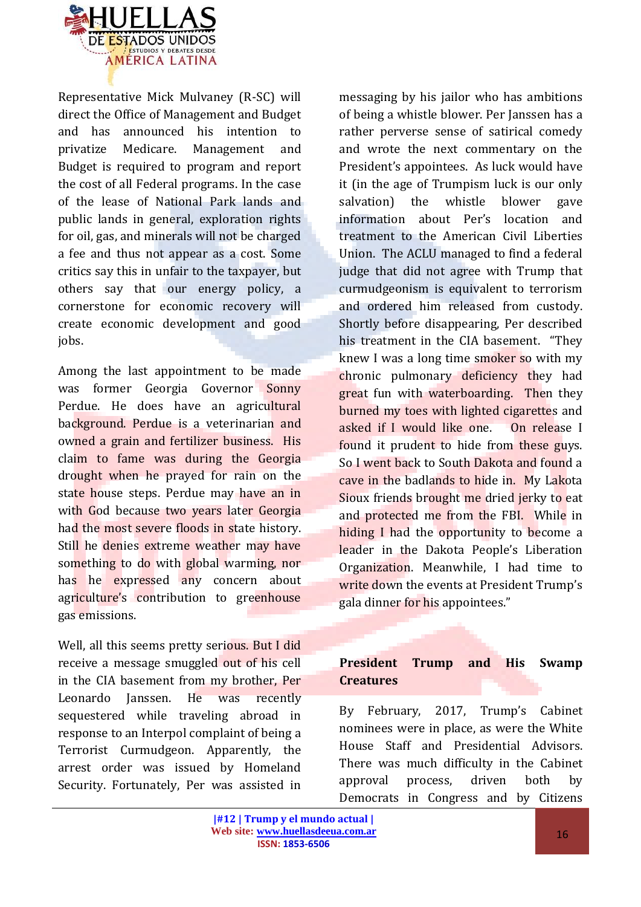Representative Mick Mulvaney (R-SC) will direct the Office of Management and Budget and has announced his intention to privatize Medicare. Management and Budget is required to program and report the cost of all Federal programs. In the case of the lease of National Park lands and public lands in general, exploration rights for oil, gas, and minerals will not be charged a fee and thus not appear as a cost. Some critics say this in unfair to the taxpayer, but others say that our energy policy, a cornerstone for economic recovery will create economic development and good jobs.

Among the last appointment to be made was former Georgia Governor Sonny Perdue. He does have an agricultural background. Perdue is a veterinarian and owned a grain and fertilizer business. His claim to fame was during the Georgia drought when he prayed for rain on the state house steps. Perdue may have an in with God because two years later Georgia had the most severe floods in state history. Still he denies extreme weather may have something to do with global warming, nor has he expressed any concern about agriculture's contribution to greenhouse gas emissions.

Well, all this seems pretty serious. But I did receive a message smuggled out of his cell in the CIA basement from my brother, Per Leonardo Janssen. He was recently sequestered while traveling abroad in response to an Interpol complaint of being a Terrorist Curmudgeon. Apparently, the arrest order was issued by Homeland Security. Fortunately, Per was assisted in messaging by his jailor who has ambitions of being a whistle blower. Per Janssen has a rather perverse sense of satirical comedy and wrote the next commentary on the President's appointees. As luck would have it (in the age of Trumpism luck is our only salvation) the whistle blower gave information about Per's location and treatment to the American Civil Liberties Union. The ACLU managed to find a federal judge that did not agree with Trump that curmudgeonism is equivalent to terrorism and ordered him released from custody. Shortly before disappearing, Per described his treatment in the CIA basement. "They knew I was a long time smoker so with my chronic pulmonary deficiency they had great fun with waterboarding. Then they burned my toes with lighted cigarettes and asked if I would like one. On release I found it prudent to hide from these guys. So I went back to South Dakota and found a cave in the badlands to hide in. My Lakota Sioux friends brought me dried jerky to eat and protected me from the FBI. While in hiding I had the opportunity to become a leader in the Dakota People's Liberation Organization. Meanwhile, I had time to write down the events at President Trump's gala dinner for his appointees."

## President Trump and His Swamp Creatures

By February, 2017, Trump's Cabinet nominees were in place, as were the White House Staff and Presidential Advisors. There was much difficulty in the Cabinet approval process, driven both by Democrats in Congress and by Citizens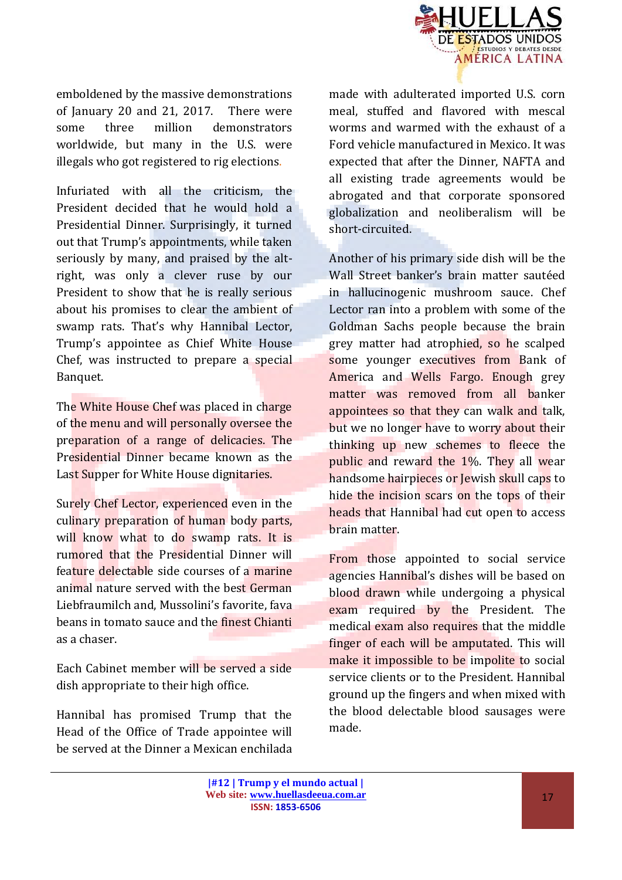emboldened by the massive demonstrations of January 20 and 21, 2017. There were some three million demonstrators worldwide, but many in the U.S. were illegals who got registered to rig elections.

Infuriated with all the criticism, the President decided that he would hold a Presidential Dinner. Surprisingly, it turned out that Trump's appointments, while taken seriously by many, and praised by the alt-right, was only a clever ruse by our President to show that he is really serious about his promises to clear the ambient of swamp rats. That's why Hannibal Lector, Trump's appointee as Chief White House Chef, was instructed to prepare a special Banquet.

The White House Chef was placed in charge of the menu and will personally oversee the preparation of a range of delicacies. The Presidential Dinner became known as the Last Supper for White House dignitaries.

Surely Chef Lector, experienced even in the culinary preparation of human body parts, will know what to do swamp rats. It is rumored that the Presidential Dinner will feature delectable side courses of a marine animal nature served with the best German Liebfraumilch and, Mussolini's favorite, fava beans in tomato sauce and the finest Chianti as a chaser.

Each Cabinet member will be served a side dish appropriate to their high office.

Hannibal has promised Trump that the Head of the Office of Trade appointee will be served at the Dinner a Mexican enchilada made with adulterated imported U.S. corn meal, stuffed and flavored with mescal worms and warmed with the exhaust of a Ford vehicle manufactured in Mexico. It was expected that after the Dinner, NAFTA and all existing trade agreements would be abrogated and that corporate sponsored globalization and neoliberalism will be short-circuited.

Another of his primary side dish will be the Wall Street banker's brain matter sautéed in hallucinogenic mushroom sauce. Chef Lector ran into a problem with some of the Goldman Sachs people because the brain grey matter had atrophied, so he scalped some younger executives from Bank of America and Wells Fargo. Enough grey matter was removed from all banker appointees so that they can walk and talk, but we no longer have to worry about their thinking up new schemes to fleece the public and reward the 1%. They all wear handsome hairpieces or Jewish skull caps to hide the incision scars on the tops of their heads that Hannibal had cut open to access brain matter.

From those appointed to social service agencies Hannibal's dishes will be based on blood drawn while undergoing a physical exam required by the President. The medical exam also requires that the middle finger of each will be amputated. This will make it impossible to be impolite to social service clients or to the President. Hannibal ground up the fingers and when mixed with the blood delectable blood sausages were made.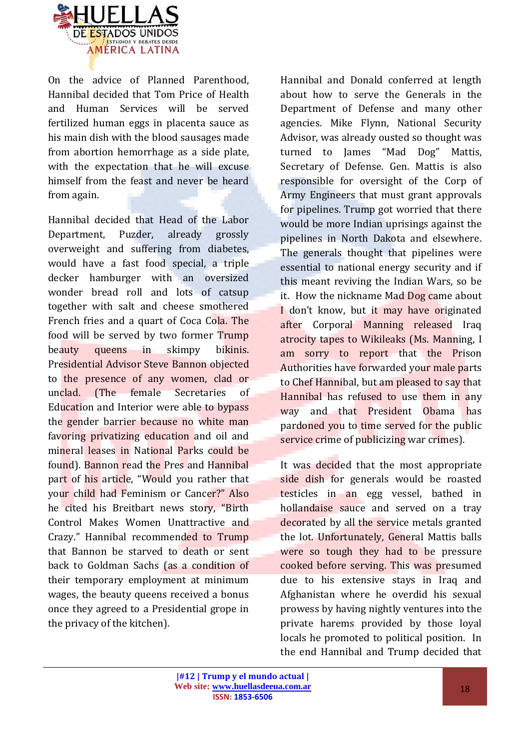On the advice of Planned Parenthood, Hannibal decided that Tom Price of Health and Human Services will be served fertilized human eggs in placenta sauce as his main dish with the blood sausages made from abortion hemorrhage as a side plate, with the expectation that he will excuse himself from the feast and never be heard from again.

Hannibal decided that Head of the Labor Department, Puzder, already grossly overweight and suffering from diabetes, would have a fast food special, a triple decker hamburger with an oversized wonder bread roll and lots of catsup together with salt and cheese smothered French fries and a quart of Coca Cola. The food will be served by two former Trump beauty queens in skimpy bikinis. Presidential Advisor Steve Bannon objected to the presence of any women, clad or unclad. (The female Secretaries of Education and Interior were able to bypass the gender barrier because no white man favoring privatizing education and oil and mineral leases in National Parks could be found). Bannon read the Pres and Hannibal part of his article, "Would you rather that your child had Feminism or Cancer?" Also he cited his Breitbart news story, "Birth Control Makes Women Unattractive and Crazy." Hannibal recommended to Trump that Bannon be starved to death or sent back to Goldman Sachs (as a condition of their temporary employment at minimum wages, the beauty queens received a bonus once they agreed to a Presidential grope in the privacy of the kitchen).

Hannibal and Donald conferred at length about how to serve the Generals in the Department of Defense and many other agencies. Mike Flynn, National Security Advisor, was already ousted so thought was turned to James "Mad Dog" Mattis, Secretary of Defense. Gen. Mattis is also responsible for oversight of the Corp of Army Engineers that must grant approvals for pipelines. Trump got worried that there would be more Indian uprisings against the pipelines in North Dakota and elsewhere. The generals thought that pipelines were essential to national energy security and if this meant reviving the Indian Wars, so be it. How the nickname Mad Dog came about I don't know, but it may have originated after Corporal Manning released Iraq atrocity tapes to Wikileaks (Ms. Manning, I am sorry to report that the Prison Authorities have forwarded your male parts to Chef Hannibal, but am pleased to say that Hannibal has refused to use them in any way and that President Obama has pardoned you to time served for the public service crime of publicizing war crimes).

It was decided that the most appropriate side dish for generals would be roasted testicles in an egg vessel, bathed in hollandaise sauce and served on a tray decorated by all the service metals granted the lot. Unfortunately, General Mattis balls were so tough they had to be pressure cooked before serving. This was presumed due to his extensive stays in Iraq and Afghanistan where he overdid his sexual prowess by having nightly ventures into the private harems provided by those loyal locals he promoted to political position. In the end Hannibal and Trump decided that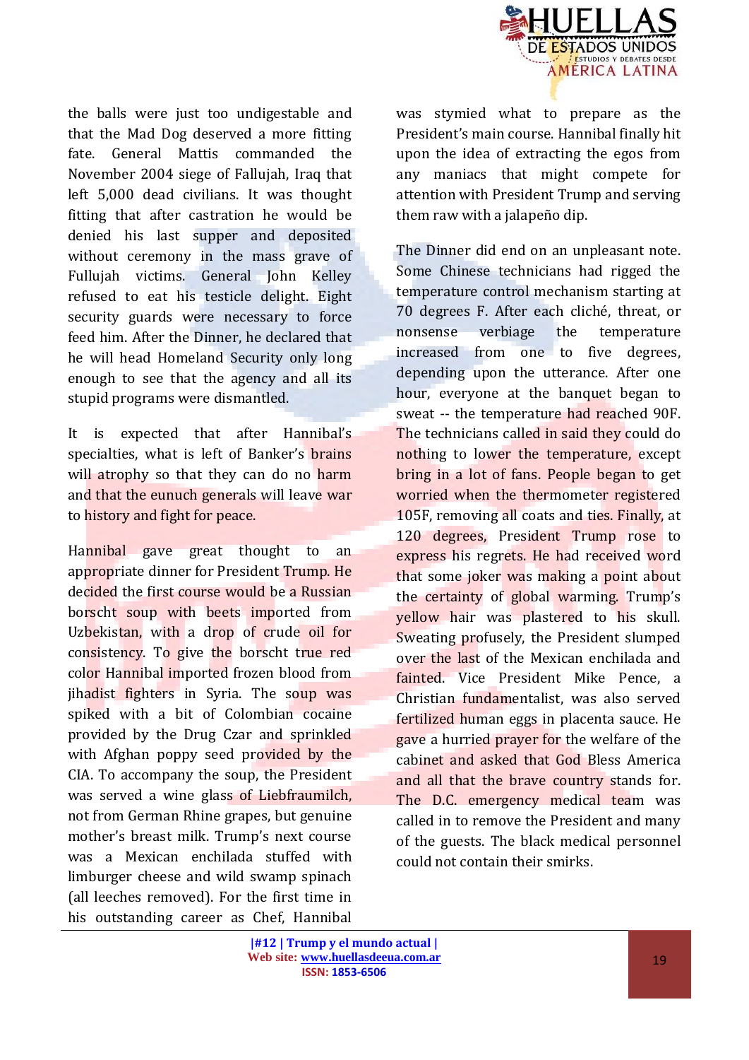the balls were just too undigestable and that the Mad Dog deserved a more fitting fate. General Mattis commanded the November 2004 siege of Fallujah, Iraq that left 5,000 dead civilians. It was thought fitting that after castration he would be denied his last supper and deposited without ceremony in the mass grave of Fullujah victims. General John Kelley refused to eat his testicle delight. Eight security guards were necessary to force feed him. After the Dinner, he declared that he will head Homeland Security only long enough to see that the agency and all its stupid programs were dismantled.

It is expected that after Hannibal's specialties, what is left of Banker's brains will atrophy so that they can do no harm and that the eunuch generals will leave war to history and fight for peace.

Hannibal gave great thought to an appropriate dinner for President Trump. He decided the first course would be a Russian borscht soup with beets imported from Uzbekistan, with a drop of crude oil for consistency. To give the borscht true red color Hannibal imported frozen blood from jihadist fighters in Syria. The soup was spiked with a bit of Colombian cocaine provided by the Drug Czar and sprinkled with Afghan poppy seed provided by the CIA. To accompany the soup, the President was served a wine glass of Liebfraumilch, not from German Rhine grapes, but genuine mother's breast milk. Trump's next course was a Mexican enchilada stuffed with limburger cheese and wild swamp spinach (all leeches removed). For the first time in his outstanding career as Chef, Hannibal was stymied what to prepare as the President's main course. Hannibal finally hit upon the idea of extracting the egos from any maniacs that might compete for attention with President Trump and serving them raw with a jalapeño dip.

The Dinner did end on an unpleasant note. Some Chinese technicians had rigged the temperature control mechanism starting at 70 degrees F. After each cliché, threat, or nonsense verbiage the temperature increased from one to five degrees, depending upon the utterance. After one hour, everyone at the banquet began to sweat -- the temperature had reached 90F. The technicians called in said they could do nothing to lower the temperature, except bring in a lot of fans. People began to get worried when the thermometer registered 105F, removing all coats and ties. Finally, at 120 degrees, President Trump rose to express his regrets. He had received word that some joker was making a point about the certainty of global warming. Trump's yellow hair was plastered to his skull. Sweating profusely, the President slumped over the last of the Mexican enchilada and fainted. Vice President Mike Pence, a Christian fundamentalist, was also served fertilized human eggs in placenta sauce. He gave a hurried prayer for the welfare of the cabinet and asked that God Bless America and all that the brave country stands for. The D.C. emergency medical team was called in to remove the President and many of the guests. The black medical personnel could not contain their smirks.